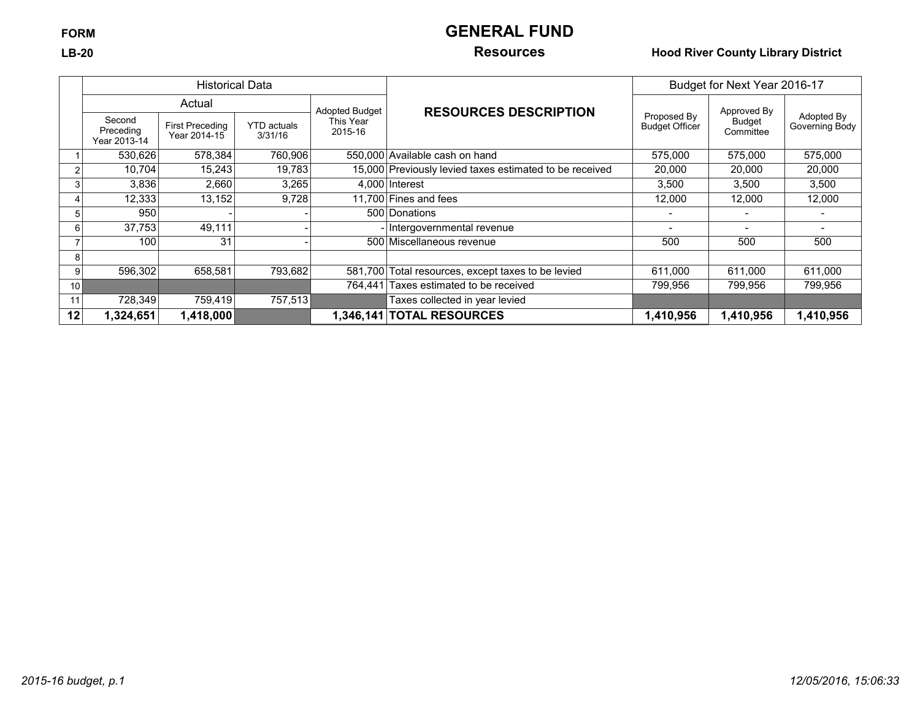FORM

LB-20

# GENERAL FUND

## Resources

**Hood River County Library District**

| | Historical Data | | | | RESOURCES DESCRIPTION | Budget for Next Year 2016-17 | | |
|---|---|---|---|---|---|---|---|---|
| | Actual | | | Adopted Budget This Year 2015-16 | | Proposed By Budget Officer | Approved By Budget Committee | Adopted By Governing Body |
| | Second Preceding Year 2013-14 | First Preceding Year 2014-15 | YTD actuals 3/31/16 | | | | | |
| 1 | 530,626 | 578,384 | 760,906 | 550,000 | Available cash on hand | 575,000 | 575,000 | 575,000 |
| 2 | 10,704 | 15,243 | 19,783 | 15,000 | Previously levied taxes estimated to be received | 20,000 | 20,000 | 20,000 |
| 3 | 3,836 | 2,660 | 3,265 | 4,000 | Interest | 3,500 | 3,500 | 3,500 |
| 4 | 12,333 | 13,152 | 9,728 | 11,700 | Fines and fees | 12,000 | 12,000 | 12,000 |
| 5 | 950 | - | - | 500 | Donations | - | - | - |
| 6 | 37,753 | 49,111 | - | - | Intergovernmental revenue | - | - | - |
| 7 | 100 | 31 | - | 500 | Miscellaneous revenue | 500 | 500 | 500 |
| 8 | | | | | | | | |
| 9 | 596,302 | 658,581 | 793,682 | 581,700 | Total resources, except taxes to be levied | 611,000 | 611,000 | 611,000 |
| 10 | | | | 764,441 | Taxes estimated to be received | 799,956 | 799,956 | 799,956 |
| 11 | 728,349 | 759,419 | 757,513 | | Taxes collected in year levied | | | |
| **12** | **1,324,651** | **1,418,000** | | **1,346,141** | **TOTAL RESOURCES** | **1,410,956** | **1,410,956** | **1,410,956** |

*2015-16 budget, p.1*

*12/05/2016, 15:06:33*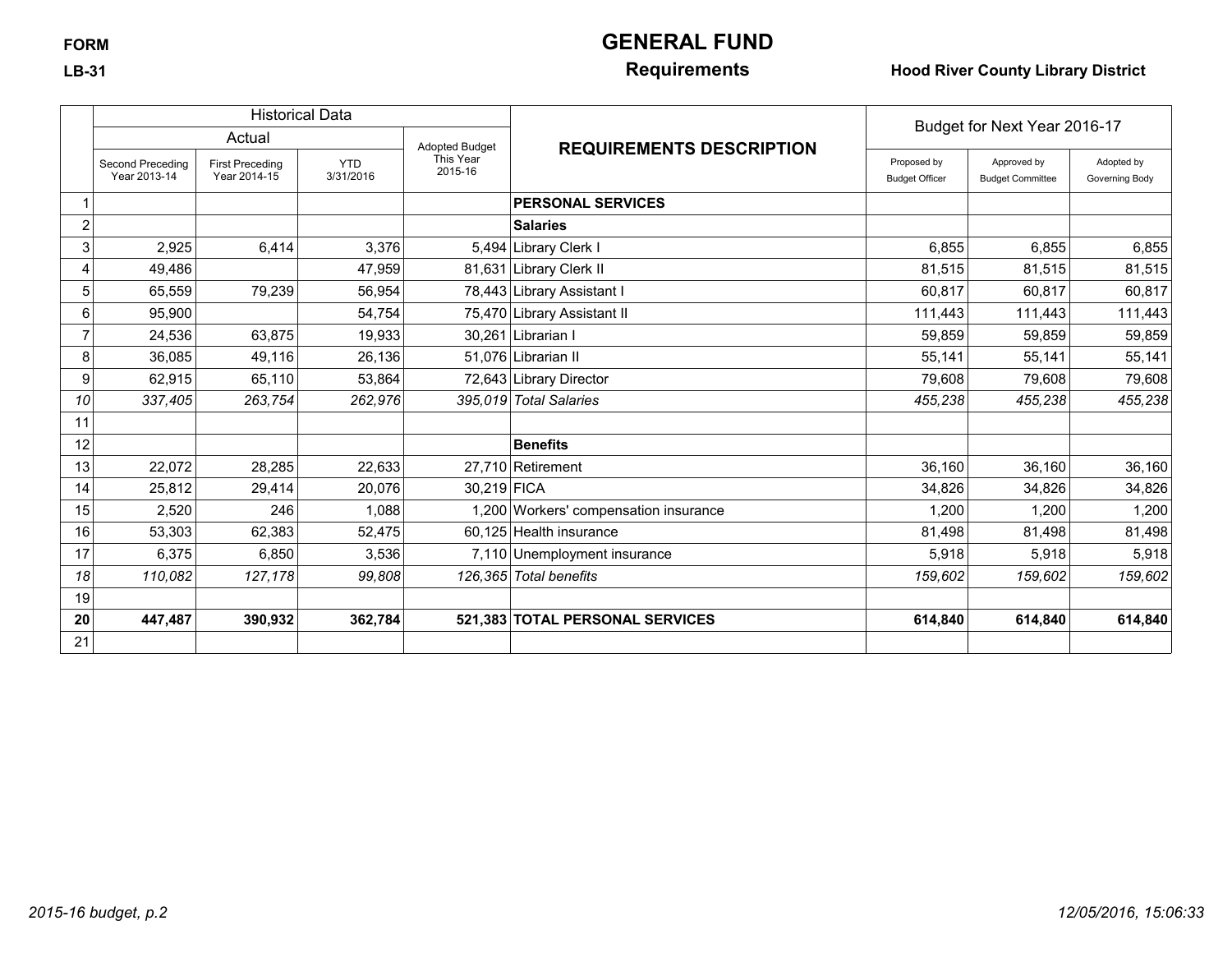FORM
LB-31

# GENERAL FUND

## Requirements

**Hood River County Library District**

| | Historical Data | | | | REQUIREMENTS DESCRIPTION | Budget for Next Year 2016-17 | | |
|---|---|---|---|---|---|---|---|---|
| | Actual | | | Adopted Budget This Year 2015-16 | | | | |
| | Second Preceding Year 2013-14 | First Preceding Year 2014-15 | YTD 3/31/2016 | | | Proposed by Budget Officer | Approved by Budget Committee | Adopted by Governing Body |
| 1 | | | | | **PERSONAL SERVICES** | | | |
| 2 | | | | | **Salaries** | | | |
| 3 | 2,925 | 6,414 | 3,376 | 5,494 | Library Clerk I | 6,855 | 6,855 | 6,855 |
| 4 | 49,486 | | 47,959 | 81,631 | Library Clerk II | 81,515 | 81,515 | 81,515 |
| 5 | 65,559 | 79,239 | 56,954 | 78,443 | Library Assistant I | 60,817 | 60,817 | 60,817 |
| 6 | 95,900 | | 54,754 | 75,470 | Library Assistant II | 111,443 | 111,443 | 111,443 |
| 7 | 24,536 | 63,875 | 19,933 | 30,261 | Librarian I | 59,859 | 59,859 | 59,859 |
| 8 | 36,085 | 49,116 | 26,136 | 51,076 | Librarian II | 55,141 | 55,141 | 55,141 |
| 9 | 62,915 | 65,110 | 53,864 | 72,643 | Library Director | 79,608 | 79,608 | 79,608 |
| *10* | *337,405* | *263,754* | *262,976* | *395,019* | *Total Salaries* | *455,238* | *455,238* | *455,238* |
| 11 | | | | | | | | |
| 12 | | | | | **Benefits** | | | |
| 13 | 22,072 | 28,285 | 22,633 | 27,710 | Retirement | 36,160 | 36,160 | 36,160 |
| 14 | 25,812 | 29,414 | 20,076 | 30,219 | FICA | 34,826 | 34,826 | 34,826 |
| 15 | 2,520 | 246 | 1,088 | 1,200 | Workers' compensation insurance | 1,200 | 1,200 | 1,200 |
| 16 | 53,303 | 62,383 | 52,475 | 60,125 | Health insurance | 81,498 | 81,498 | 81,498 |
| 17 | 6,375 | 6,850 | 3,536 | 7,110 | Unemployment insurance | 5,918 | 5,918 | 5,918 |
| *18* | *110,082* | *127,178* | *99,808* | *126,365* | *Total benefits* | *159,602* | *159,602* | *159,602* |
| 19 | | | | | | | | |
| **20** | **447,487** | **390,932** | **362,784** | **521,383** | **TOTAL PERSONAL SERVICES** | **614,840** | **614,840** | **614,840** |
| 21 | | | | | | | | |

*2015-16 budget, p.2* *12/05/2016, 15:06:33*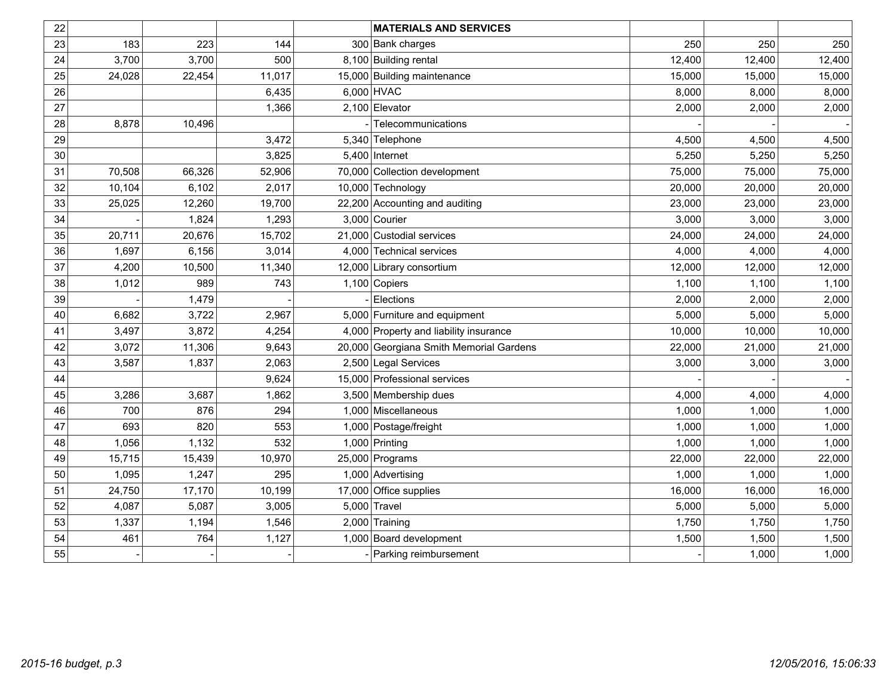| | | | | | | | | |
|---|---|---|---|---|---|---|---|---|
| 22 | | | | | **MATERIALS AND SERVICES** | | | |
| 23 | 183 | 223 | 144 | 300 | Bank charges | 250 | 250 | 250 |
| 24 | 3,700 | 3,700 | 500 | 8,100 | Building rental | 12,400 | 12,400 | 12,400 |
| 25 | 24,028 | 22,454 | 11,017 | 15,000 | Building maintenance | 15,000 | 15,000 | 15,000 |
| 26 | | | 6,435 | 6,000 | HVAC | 8,000 | 8,000 | 8,000 |
| 27 | | | 1,366 | 2,100 | Elevator | 2,000 | 2,000 | 2,000 |
| 28 | 8,878 | 10,496 | | - | Telecommunications | - | - | - |
| 29 | | | 3,472 | 5,340 | Telephone | 4,500 | 4,500 | 4,500 |
| 30 | | | 3,825 | 5,400 | Internet | 5,250 | 5,250 | 5,250 |
| 31 | 70,508 | 66,326 | 52,906 | 70,000 | Collection development | 75,000 | 75,000 | 75,000 |
| 32 | 10,104 | 6,102 | 2,017 | 10,000 | Technology | 20,000 | 20,000 | 20,000 |
| 33 | 25,025 | 12,260 | 19,700 | 22,200 | Accounting and auditing | 23,000 | 23,000 | 23,000 |
| 34 | - | 1,824 | 1,293 | 3,000 | Courier | 3,000 | 3,000 | 3,000 |
| 35 | 20,711 | 20,676 | 15,702 | 21,000 | Custodial services | 24,000 | 24,000 | 24,000 |
| 36 | 1,697 | 6,156 | 3,014 | 4,000 | Technical services | 4,000 | 4,000 | 4,000 |
| 37 | 4,200 | 10,500 | 11,340 | 12,000 | Library consortium | 12,000 | 12,000 | 12,000 |
| 38 | 1,012 | 989 | 743 | 1,100 | Copiers | 1,100 | 1,100 | 1,100 |
| 39 | - | 1,479 | - | - | Elections | 2,000 | 2,000 | 2,000 |
| 40 | 6,682 | 3,722 | 2,967 | 5,000 | Furniture and equipment | 5,000 | 5,000 | 5,000 |
| 41 | 3,497 | 3,872 | 4,254 | 4,000 | Property and liability insurance | 10,000 | 10,000 | 10,000 |
| 42 | 3,072 | 11,306 | 9,643 | 20,000 | Georgiana Smith Memorial Gardens | 22,000 | 21,000 | 21,000 |
| 43 | 3,587 | 1,837 | 2,063 | 2,500 | Legal Services | 3,000 | 3,000 | 3,000 |
| 44 | | | 9,624 | 15,000 | Professional services | - | - | - |
| 45 | 3,286 | 3,687 | 1,862 | 3,500 | Membership dues | 4,000 | 4,000 | 4,000 |
| 46 | 700 | 876 | 294 | 1,000 | Miscellaneous | 1,000 | 1,000 | 1,000 |
| 47 | 693 | 820 | 553 | 1,000 | Postage/freight | 1,000 | 1,000 | 1,000 |
| 48 | 1,056 | 1,132 | 532 | 1,000 | Printing | 1,000 | 1,000 | 1,000 |
| 49 | 15,715 | 15,439 | 10,970 | 25,000 | Programs | 22,000 | 22,000 | 22,000 |
| 50 | 1,095 | 1,247 | 295 | 1,000 | Advertising | 1,000 | 1,000 | 1,000 |
| 51 | 24,750 | 17,170 | 10,199 | 17,000 | Office supplies | 16,000 | 16,000 | 16,000 |
| 52 | 4,087 | 5,087 | 3,005 | 5,000 | Travel | 5,000 | 5,000 | 5,000 |
| 53 | 1,337 | 1,194 | 1,546 | 2,000 | Training | 1,750 | 1,750 | 1,750 |
| 54 | 461 | 764 | 1,127 | 1,000 | Board development | 1,500 | 1,500 | 1,500 |
| 55 | - | - | - | - | Parking reimbursement | - | 1,000 | 1,000 |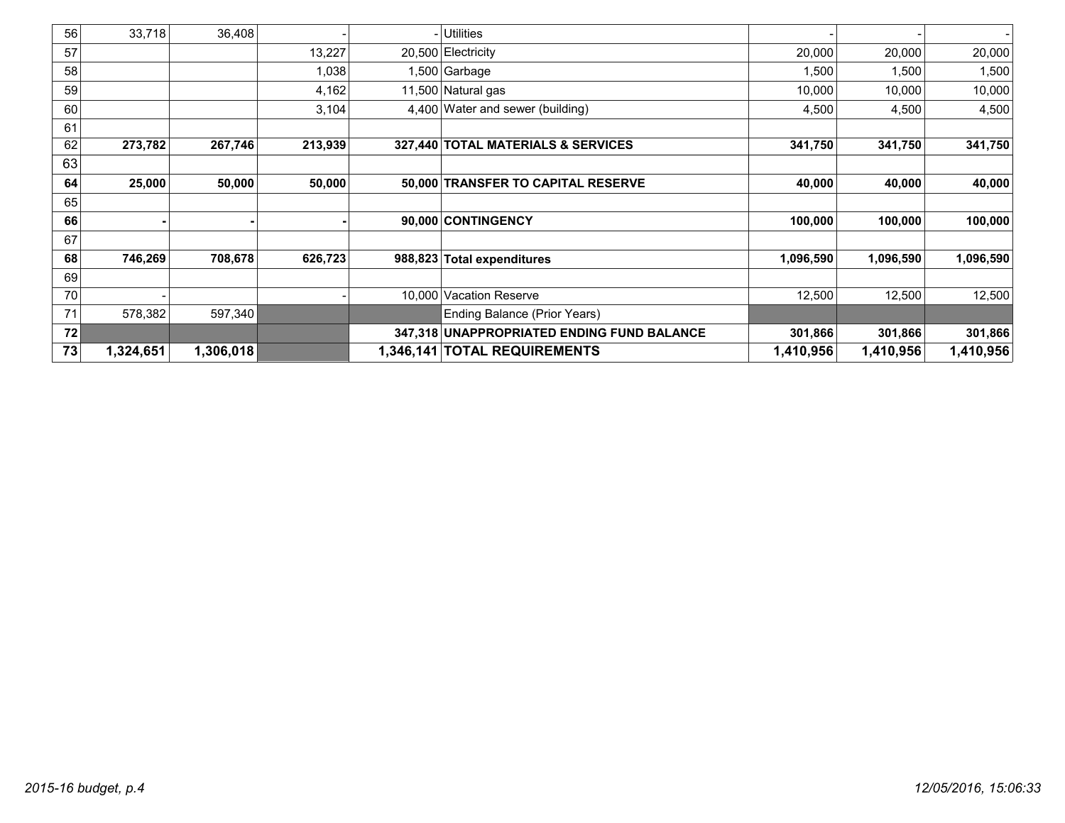| | | | | | | | | |
|---|---|---|---|---|---|---|---|---|
| 56 | 33,718 | 36,408 | - | - | Utilities | - | - | - |
| 57 | | | 13,227 | 20,500 | Electricity | 20,000 | 20,000 | 20,000 |
| 58 | | | 1,038 | 1,500 | Garbage | 1,500 | 1,500 | 1,500 |
| 59 | | | 4,162 | 11,500 | Natural gas | 10,000 | 10,000 | 10,000 |
| 60 | | | 3,104 | 4,400 | Water and sewer (building) | 4,500 | 4,500 | 4,500 |
| 61 | | | | | | | | |
| **62** | **273,782** | **267,746** | **213,939** | **327,440** | **TOTAL MATERIALS & SERVICES** | **341,750** | **341,750** | **341,750** |
| 63 | | | | | | | | |
| **64** | **25,000** | **50,000** | **50,000** | **50,000** | **TRANSFER TO CAPITAL RESERVE** | **40,000** | **40,000** | **40,000** |
| 65 | | | | | | | | |
| **66** | **-** | **-** | **-** | **90,000** | **CONTINGENCY** | **100,000** | **100,000** | **100,000** |
| 67 | | | | | | | | |
| **68** | **746,269** | **708,678** | **626,723** | **988,823** | **Total expenditures** | **1,096,590** | **1,096,590** | **1,096,590** |
| 69 | | | | | | | | |
| 70 | - | | - | 10,000 | Vacation Reserve | 12,500 | 12,500 | 12,500 |
| 71 | 578,382 | 597,340 | | | Ending Balance (Prior Years) | | | |
| **72** | | | | **347,318** | **UNAPPROPRIATED ENDING FUND BALANCE** | **301,866** | **301,866** | **301,866** |
| **73** | **1,324,651** | **1,306,018** | | **1,346,141** | **TOTAL REQUIREMENTS** | **1,410,956** | **1,410,956** | **1,410,956** |

*2015-16 budget, p.4* *12/05/2016, 15:06:33*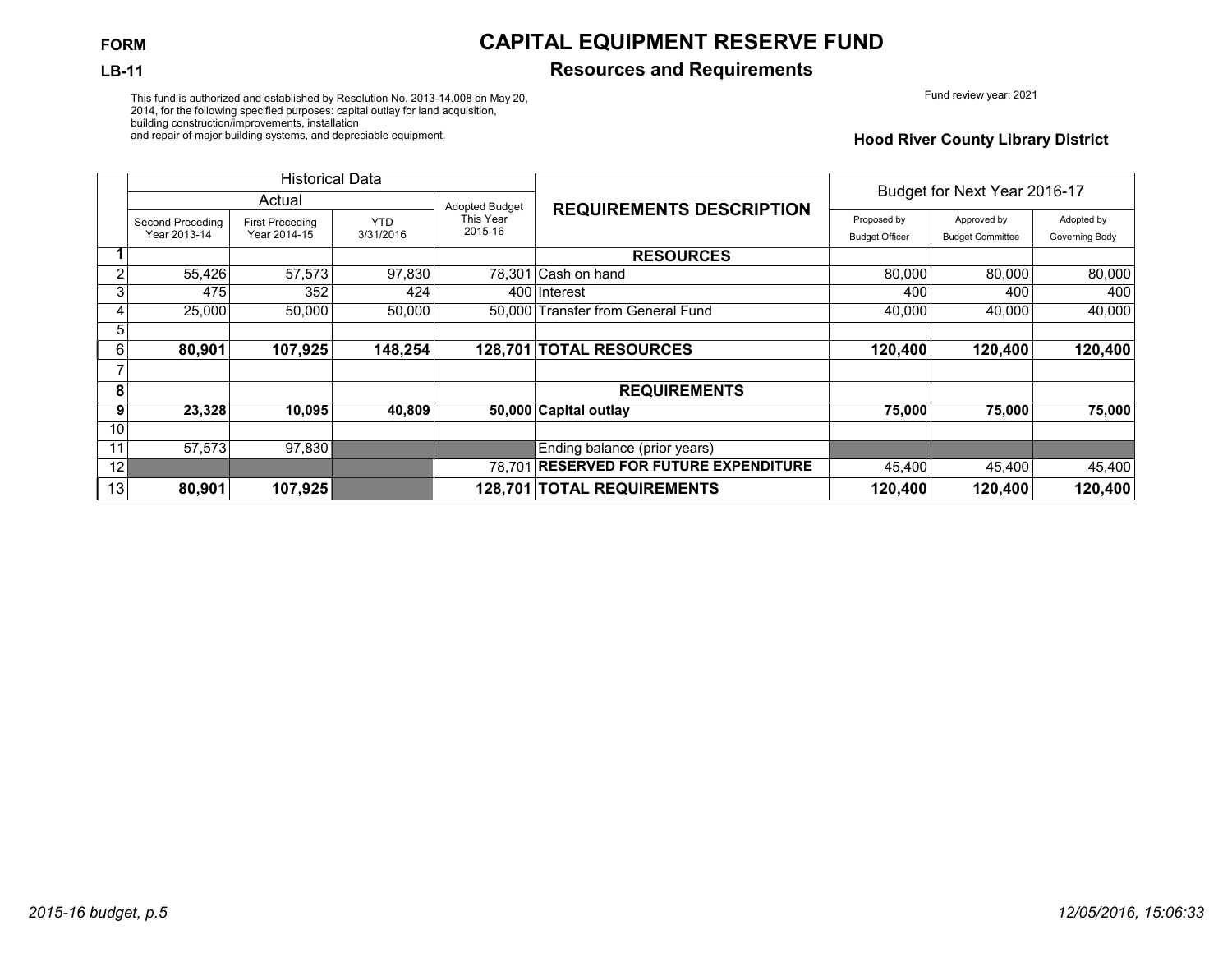**FORM**

**LB-11**

# CAPITAL EQUIPMENT RESERVE FUND

## Resources and Requirements

This fund is authorized and established by Resolution No. 2013-14.008 on May 20, 2014, for the following specified purposes: capital outlay for land acquisition, building construction/improvements, installation and repair of major building systems, and depreciable equipment.

Fund review year: 2021

**Hood River County Library District**

| | Historical Data | | | | REQUIREMENTS DESCRIPTION | Budget for Next Year 2016-17 | | |
|---|---|---|---|---|---|---|---|---|
| | Actual | | | Adopted Budget This Year 2015-16 | | | | |
| | Second Preceding Year 2013-14 | First Preceding Year 2014-15 | YTD 3/31/2016 | | | Proposed by Budget Officer | Approved by Budget Committee | Adopted by Governing Body |
| **1** | | | | | **RESOURCES** | | | |
| 2 | 55,426 | 57,573 | 97,830 | 78,301 | Cash on hand | 80,000 | 80,000 | 80,000 |
| 3 | 475 | 352 | 424 | 400 | Interest | 400 | 400 | 400 |
| 4 | 25,000 | 50,000 | 50,000 | 50,000 | Transfer from General Fund | 40,000 | 40,000 | 40,000 |
| 5 | | | | | | | | |
| 6 | **80,901** | **107,925** | **148,254** | **128,701** | **TOTAL RESOURCES** | **120,400** | **120,400** | **120,400** |
| 7 | | | | | | | | |
| **8** | | | | | **REQUIREMENTS** | | | |
| **9** | **23,328** | **10,095** | **40,809** | **50,000** | **Capital outlay** | **75,000** | **75,000** | **75,000** |
| 10 | | | | | | | | |
| 11 | 57,573 | 97,830 | | | Ending balance (prior years) | | | |
| 12 | | | | 78,701 | **RESERVED FOR FUTURE EXPENDITURE** | 45,400 | 45,400 | 45,400 |
| 13 | **80,901** | **107,925** | | **128,701** | **TOTAL REQUIREMENTS** | **120,400** | **120,400** | **120,400** |

*2015-16 budget, p.5*

*12/05/2016, 15:06:33*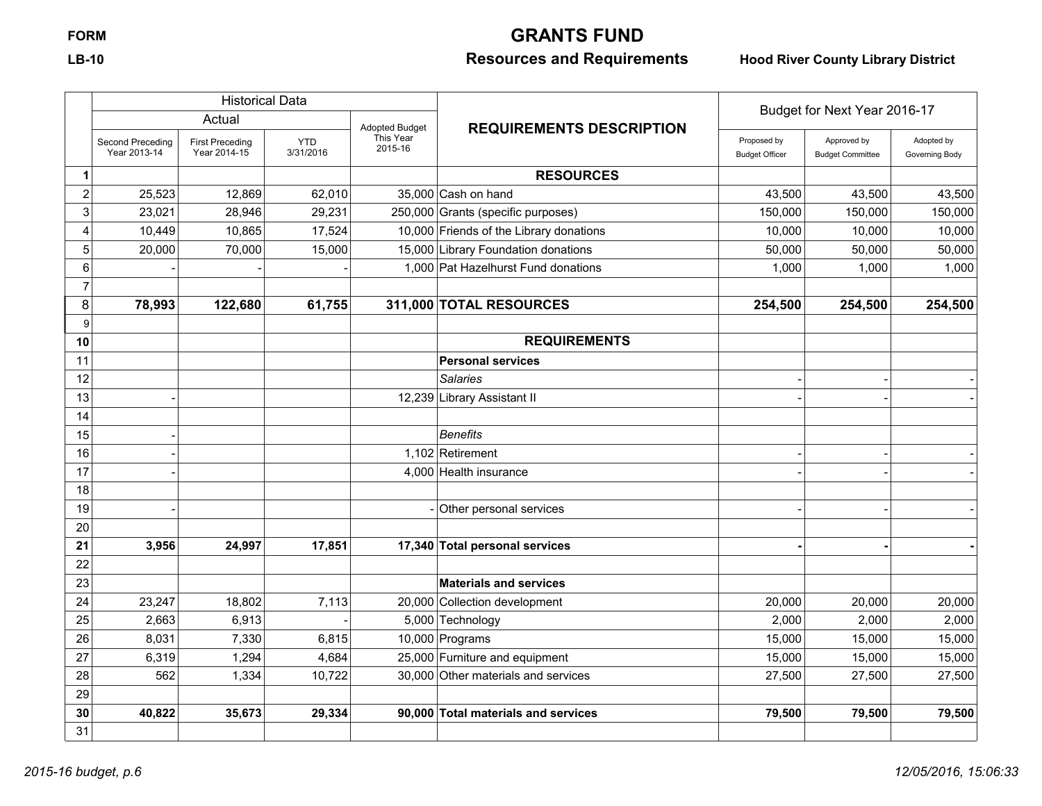FORM

LB-10

# GRANTS FUND

## Resources and Requirements

**Hood River County Library District**

| | Historical Data | | | | REQUIREMENTS DESCRIPTION | Budget for Next Year 2016-17 | | |
|---|---|---|---|---|---|---|---|---|
| | Actual | | | Adopted Budget This Year 2015-16 | | | | |
| | Second Preceding Year 2013-14 | First Preceding Year 2014-15 | YTD 3/31/2016 | | | Proposed by Budget Officer | Approved by Budget Committee | Adopted by Governing Body |
| **1** | | | | | **RESOURCES** | | | |
| 2 | 25,523 | 12,869 | 62,010 | 35,000 | Cash on hand | 43,500 | 43,500 | 43,500 |
| 3 | 23,021 | 28,946 | 29,231 | 250,000 | Grants (specific purposes) | 150,000 | 150,000 | 150,000 |
| 4 | 10,449 | 10,865 | 17,524 | 10,000 | Friends of the Library donations | 10,000 | 10,000 | 10,000 |
| 5 | 20,000 | 70,000 | 15,000 | 15,000 | Library Foundation donations | 50,000 | 50,000 | 50,000 |
| 6 | - | - | - | 1,000 | Pat Hazelhurst Fund donations | 1,000 | 1,000 | 1,000 |
| 7 | | | | | | | | |
| 8 | **78,993** | **122,680** | **61,755** | **311,000** | **TOTAL RESOURCES** | **254,500** | **254,500** | **254,500** |
| 9 | | | | | | | | |
| **10** | | | | | **REQUIREMENTS** | | | |
| 11 | | | | | **Personal services** | | | |
| 12 | | | | | *Salaries* | - | - | - |
| 13 | - | | | 12,239 | Library Assistant II | - | - | - |
| 14 | | | | | | | | |
| 15 | - | | | | *Benefits* | | | |
| 16 | - | | | 1,102 | Retirement | - | - | - |
| 17 | - | | | 4,000 | Health insurance | - | - | - |
| 18 | | | | | | | | |
| 19 | - | | | - | Other personal services | - | - | - |
| 20 | | | | | | | | |
| **21** | **3,956** | **24,997** | **17,851** | **17,340** | **Total personal services** | **-** | **-** | **-** |
| 22 | | | | | | | | |
| 23 | | | | | **Materials and services** | | | |
| 24 | 23,247 | 18,802 | 7,113 | 20,000 | Collection development | 20,000 | 20,000 | 20,000 |
| 25 | 2,663 | 6,913 | - | 5,000 | Technology | 2,000 | 2,000 | 2,000 |
| 26 | 8,031 | 7,330 | 6,815 | 10,000 | Programs | 15,000 | 15,000 | 15,000 |
| 27 | 6,319 | 1,294 | 4,684 | 25,000 | Furniture and equipment | 15,000 | 15,000 | 15,000 |
| 28 | 562 | 1,334 | 10,722 | 30,000 | Other materials and services | 27,500 | 27,500 | 27,500 |
| 29 | | | | | | | | |
| **30** | **40,822** | **35,673** | **29,334** | **90,000** | **Total materials and services** | **79,500** | **79,500** | **79,500** |
| 31 | | | | | | | | |

*2015-16 budget, p.6* *12/05/2016, 15:06:33*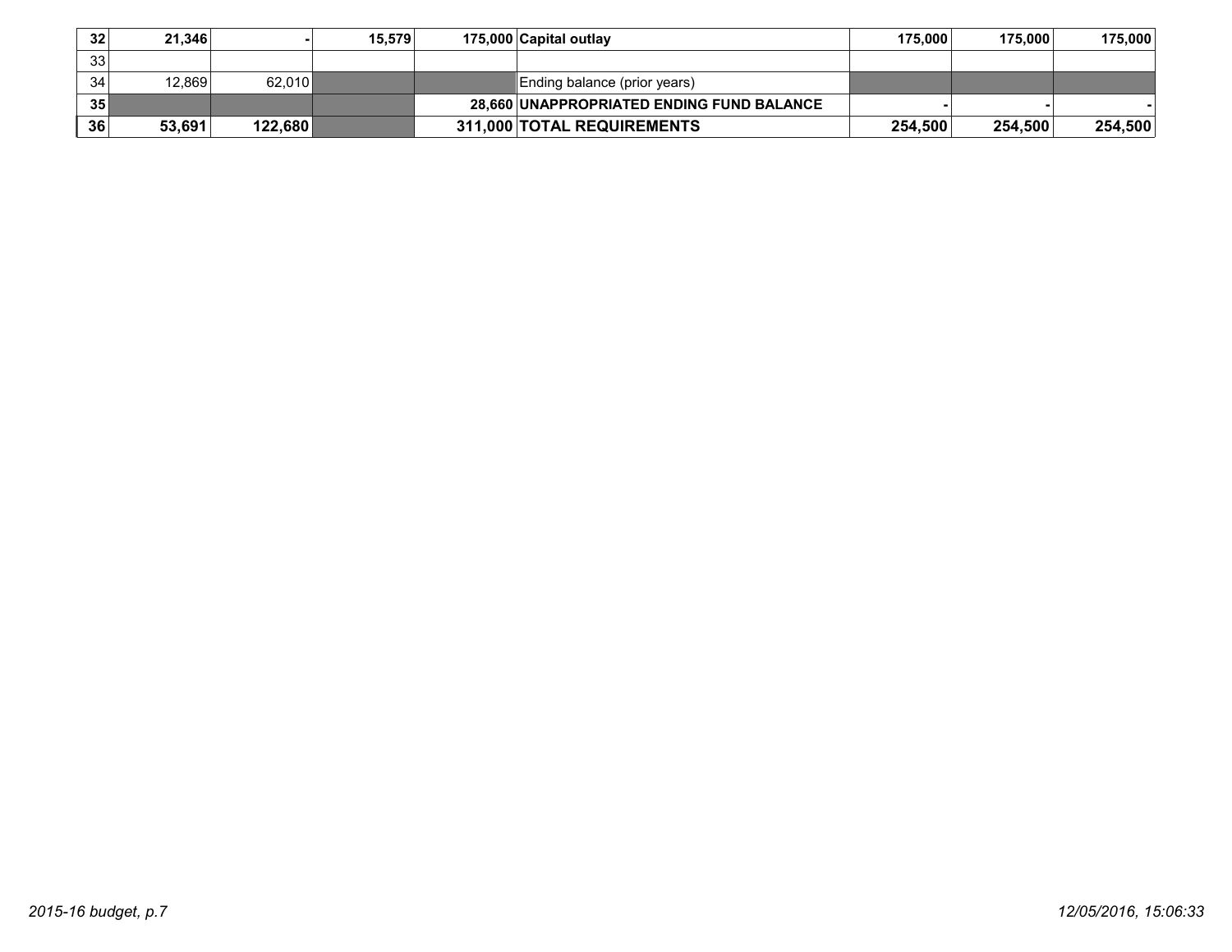| | | | | | | | | |
|---|---|---|---|---|---|---|---|---|
| **32** | **21,346** | **-** | **15,579** | **175,000** | **Capital outlay** | **175,000** | **175,000** | **175,000** |
| 33 | | | | | | | | |
| 34 | 12,869 | 62,010 | | | Ending balance (prior years) | | | |
| **35** | | | | **28,660** | **UNAPPROPRIATED ENDING FUND BALANCE** | **-** | **-** | **-** |
| **36** | **53,691** | **122,680** | | **311,000** | **TOTAL REQUIREMENTS** | **254,500** | **254,500** | **254,500** |

*2015-16 budget, p.7*

*12/05/2016, 15:06:33*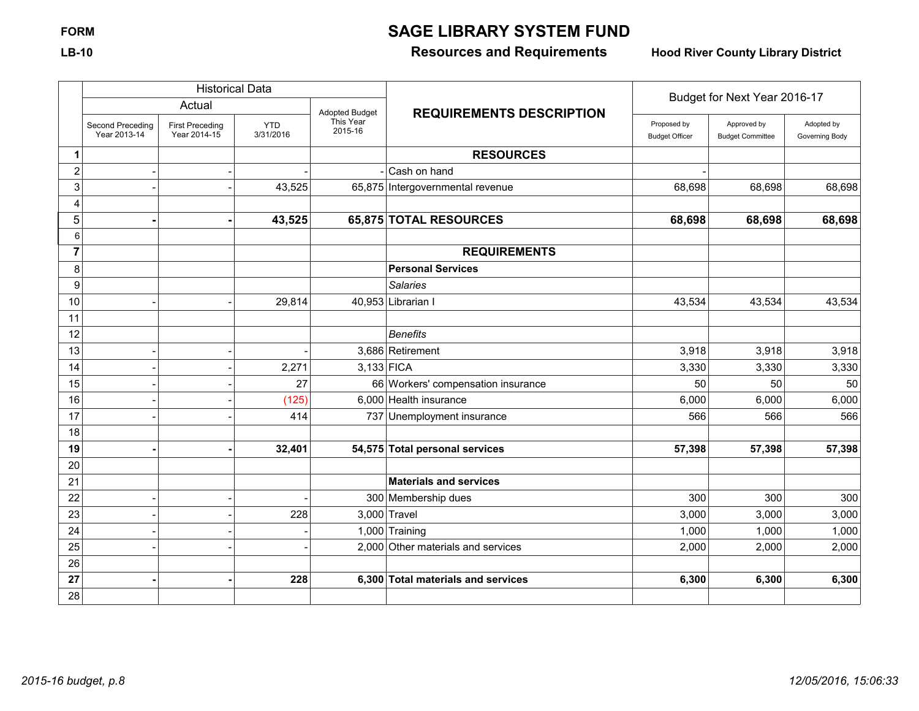**FORM**

**LB-10**

# SAGE LIBRARY SYSTEM FUND

## Resources and Requirements

**Hood River County Library District**

| | Historical Data | | | | REQUIREMENTS DESCRIPTION | Budget for Next Year 2016-17 | | |
|---|---|---|---|---|---|---|---|---|
| | Actual | | | Adopted Budget This Year 2015-16 | | | | |
| | Second Preceding Year 2013-14 | First Preceding Year 2014-15 | YTD 3/31/2016 | | | Proposed by Budget Officer | Approved by Budget Committee | Adopted by Governing Body |
| **1** | | | | | **RESOURCES** | | | |
| 2 | - | - | - | - | Cash on hand | - | | |
| 3 | - | - | 43,525 | 65,875 | Intergovernmental revenue | 68,698 | 68,698 | 68,698 |
| 4 | | | | | | | | |
| 5 | **-** | **-** | **43,525** | **65,875** | **TOTAL RESOURCES** | **68,698** | **68,698** | **68,698** |
| 6 | | | | | | | | |
| **7** | | | | | **REQUIREMENTS** | | | |
| 8 | | | | | **Personal Services** | | | |
| 9 | | | | | *Salaries* | | | |
| 10 | - | - | 29,814 | 40,953 | Librarian I | 43,534 | 43,534 | 43,534 |
| 11 | | | | | | | | |
| 12 | | | | | *Benefits* | | | |
| 13 | - | - | - | 3,686 | Retirement | 3,918 | 3,918 | 3,918 |
| 14 | - | - | 2,271 | 3,133 | FICA | 3,330 | 3,330 | 3,330 |
| 15 | - | - | 27 | 66 | Workers' compensation insurance | 50 | 50 | 50 |
| 16 | - | - | (125) | 6,000 | Health insurance | 6,000 | 6,000 | 6,000 |
| 17 | - | - | 414 | 737 | Unemployment insurance | 566 | 566 | 566 |
| 18 | | | | | | | | |
| **19** | **-** | **-** | **32,401** | **54,575** | **Total personal services** | **57,398** | **57,398** | **57,398** |
| 20 | | | | | | | | |
| 21 | | | | | **Materials and services** | | | |
| 22 | - | - | - | 300 | Membership dues | 300 | 300 | 300 |
| 23 | - | - | 228 | 3,000 | Travel | 3,000 | 3,000 | 3,000 |
| 24 | - | - | - | 1,000 | Training | 1,000 | 1,000 | 1,000 |
| 25 | - | - | - | 2,000 | Other materials and services | 2,000 | 2,000 | 2,000 |
| 26 | | | | | | | | |
| **27** | **-** | **-** | **228** | **6,300** | **Total materials and services** | **6,300** | **6,300** | **6,300** |
| 28 | | | | | | | | |

*2015-16 budget, p.8*

*12/05/2016, 15:06:33*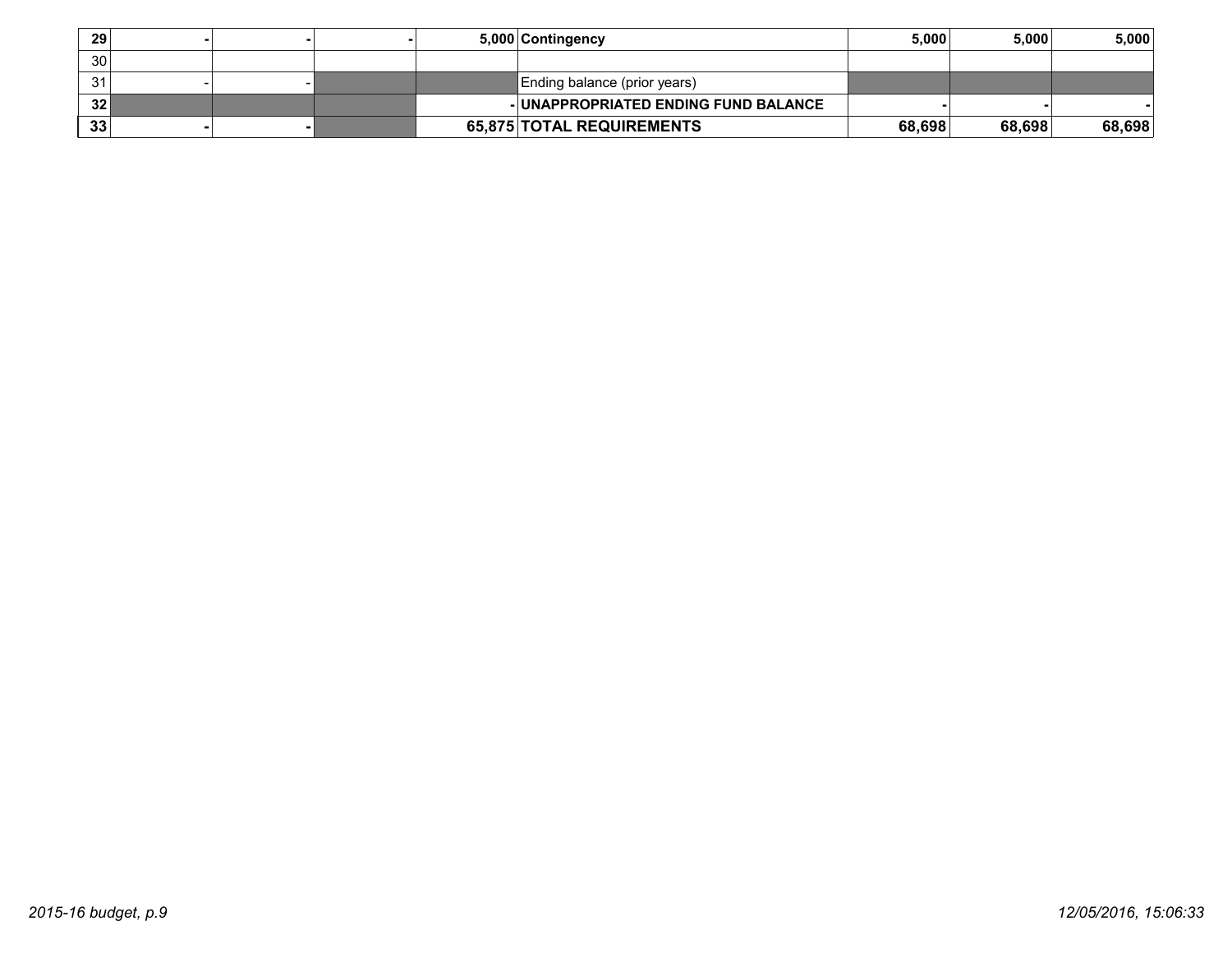| | | | | | | | | |
|---|---|---|---|---|---|---|---|---|
| **29** | **-** | **-** | **-** | **5,000** | **Contingency** | **5,000** | **5,000** | **5,000** |
| 30 | | | | | | | | |
| 31 | - | - | | | Ending balance (prior years) | | | |
| **32** | | | | **-** | **UNAPPROPRIATED ENDING FUND BALANCE** | **-** | **-** | **-** |
| **33** | **-** | **-** | | **65,875** | **TOTAL REQUIREMENTS** | **68,698** | **68,698** | **68,698** |

*2015-16 budget, p.9* *12/05/2016, 15:06:33*